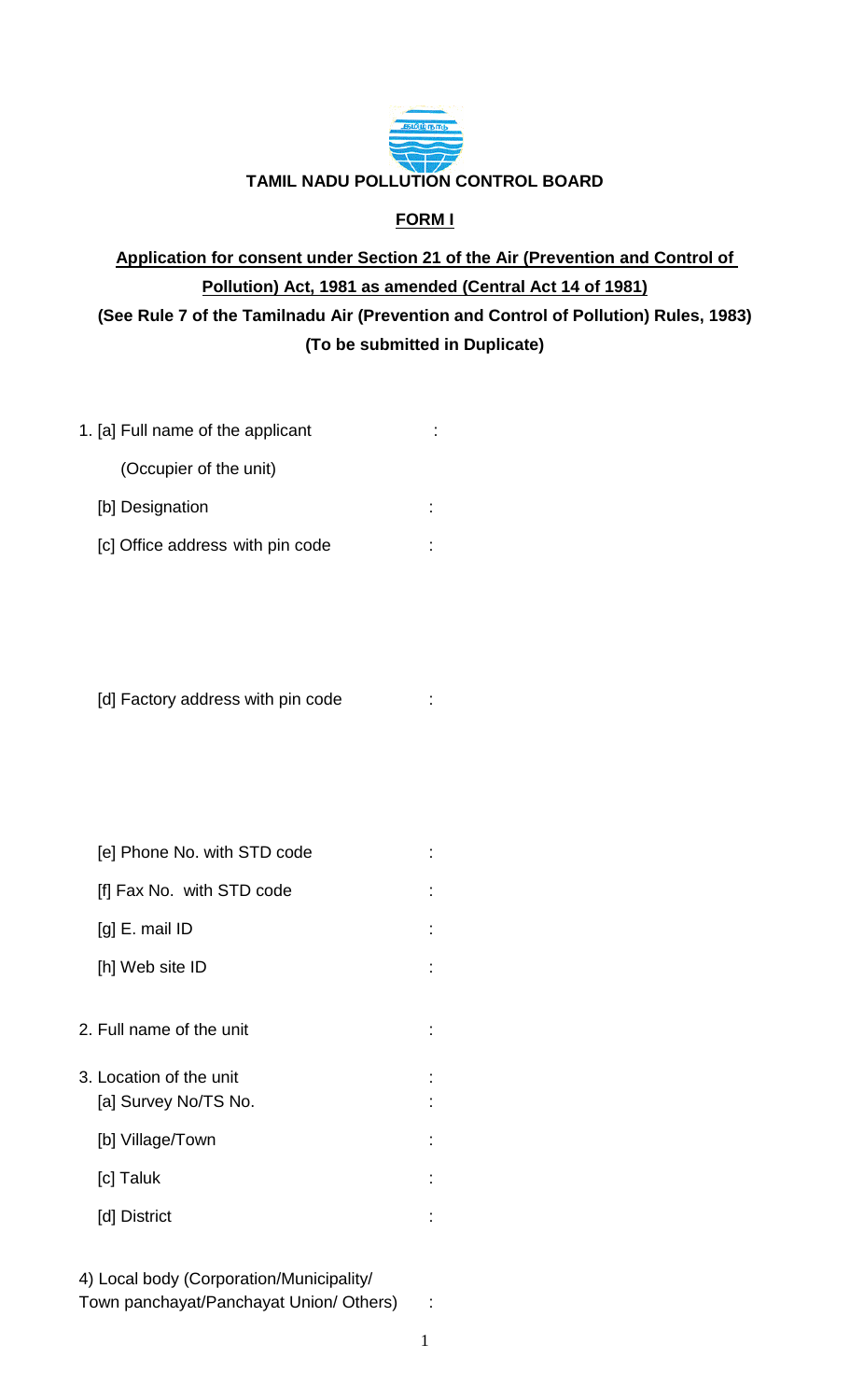# TAMIL NADU POLLUTION CONTROL BOARD

## FORM I

**Application for consent under Section 21 of the Air (Prevention and Control of Pollution) Act, 1981 as amended (Central Act 14 of 1981)**

**(See Rule 7 of the Tamilnadu Air (Prevention and Control of Pollution) Rules, 1983)**

**(To be submitted in Duplicate)**

1. [a] Full name of the applicant (Occupier of the unit) :

   [b] Designation :

   [c] Office address with pin code :

   [d] Factory address with pin code :

   [e] Phone No. with STD code :

   [f] Fax No. with STD code :

   [g] E. mail ID :

   [h] Web site ID :

2. Full name of the unit :

3. Location of the unit :

   [a] Survey No/TS No. :

   [b] Village/Town :

   [c] Taluk :

   [d] District :

4) Local body (Corporation/Municipality/ Town panchayat/Panchayat Union/ Others) :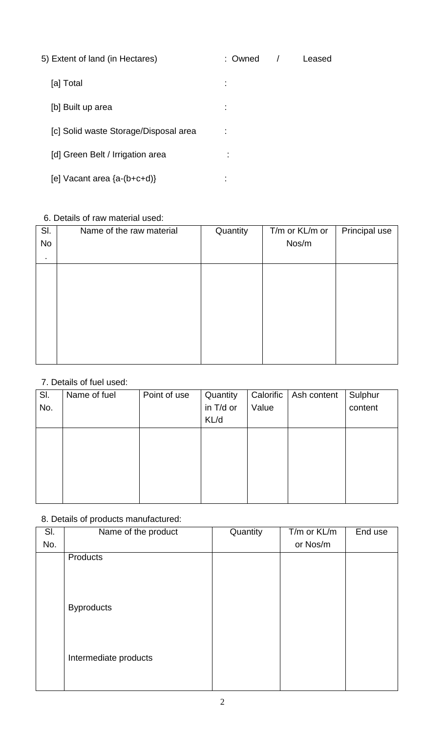5) Extent of land (in Hectares) : Owned / Leased

[a] Total :

[b] Built up area :

[c] Solid waste Storage/Disposal area :

[d] Green Belt / Irrigation area :

[e] Vacant area {a-(b+c+d)} :

6. Details of raw material used:

| Sl. No. | Name of the raw material | Quantity | T/m or KL/m or Nos/m | Principal use |
|---|---|---|---|---|
| | | | | |

7. Details of fuel used:

| Sl. No. | Name of fuel | Point of use | Quantity in T/d or KL/d | Calorific Value | Ash content | Sulphur content |
|---|---|---|---|---|---|---|
| | | | | | | |

8. Details of products manufactured:

| Sl. No. | Name of the product | Quantity | T/m or KL/m or Nos/m | End use |
|---|---|---|---|---|
| | Products | | | |
| | Byproducts | | | |
| | Intermediate products | | | |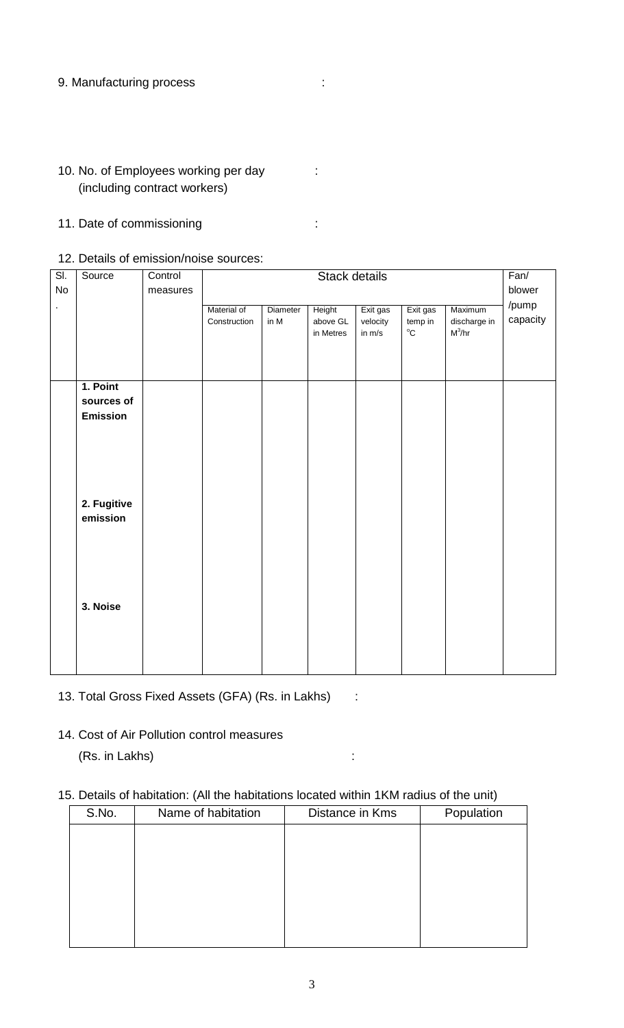9. Manufacturing process :

10. No. of Employees working per day (including contract workers) :

11. Date of commissioning :

12. Details of emission/noise sources:

| Sl. No. | Source | Control measures | Stack details | | | | | | Fan/ blower /pump capacity |
|---|---|---|---|---|---|---|---|---|---|
| | | | Material of Construction | Diameter in M | Height above GL in Metres | Exit gas velocity in m/s | Exit gas temp in °C | Maximum discharge in $M^3$/hr | |
| | **1. Point sources of Emission** | | | | | | | | |
| | **2. Fugitive emission** | | | | | | | | |
| | **3. Noise** | | | | | | | | |

13. Total Gross Fixed Assets (GFA) (Rs. in Lakhs) :

14. Cost of Air Pollution control measures (Rs. in Lakhs) :

15. Details of habitation: (All the habitations located within 1KM radius of the unit)

| S.No. | Name of habitation | Distance in Kms | Population |
|---|---|---|---|
| | | | |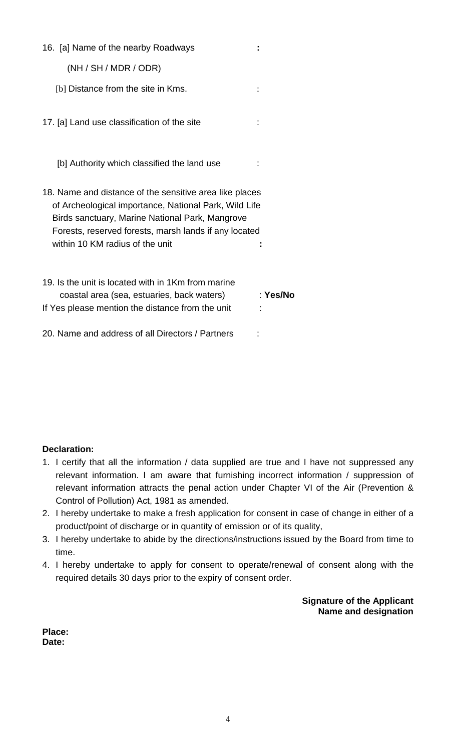16. [a] Name of the nearby Roadways :

(NH / SH / MDR / ODR)

[b] Distance from the site in Kms. :

17. [a] Land use classification of the site :

[b] Authority which classified the land use :

18. Name and distance of the sensitive area like places of Archeological importance, National Park, Wild Life Birds sanctuary, Marine National Park, Mangrove Forests, reserved forests, marsh lands if any located within 10 KM radius of the unit :

19. Is the unit is located with in 1Km from marine coastal area (sea, estuaries, back waters) : **Yes/No**

If Yes please mention the distance from the unit :

20. Name and address of all Directors / Partners :

**Declaration:**

1. I certify that all the information / data supplied are true and I have not suppressed any relevant information. I am aware that furnishing incorrect information / suppression of relevant information attracts the penal action under Chapter VI of the Air (Prevention & Control of Pollution) Act, 1981 as amended.
2. I hereby undertake to make a fresh application for consent in case of change in either of a product/point of discharge or in quantity of emission or of its quality,
3. I hereby undertake to abide by the directions/instructions issued by the Board from time to time.
4. I hereby undertake to apply for consent to operate/renewal of consent along with the required details 30 days prior to the expiry of consent order.

**Signature of the Applicant**
**Name and designation**

**Place:**
**Date:**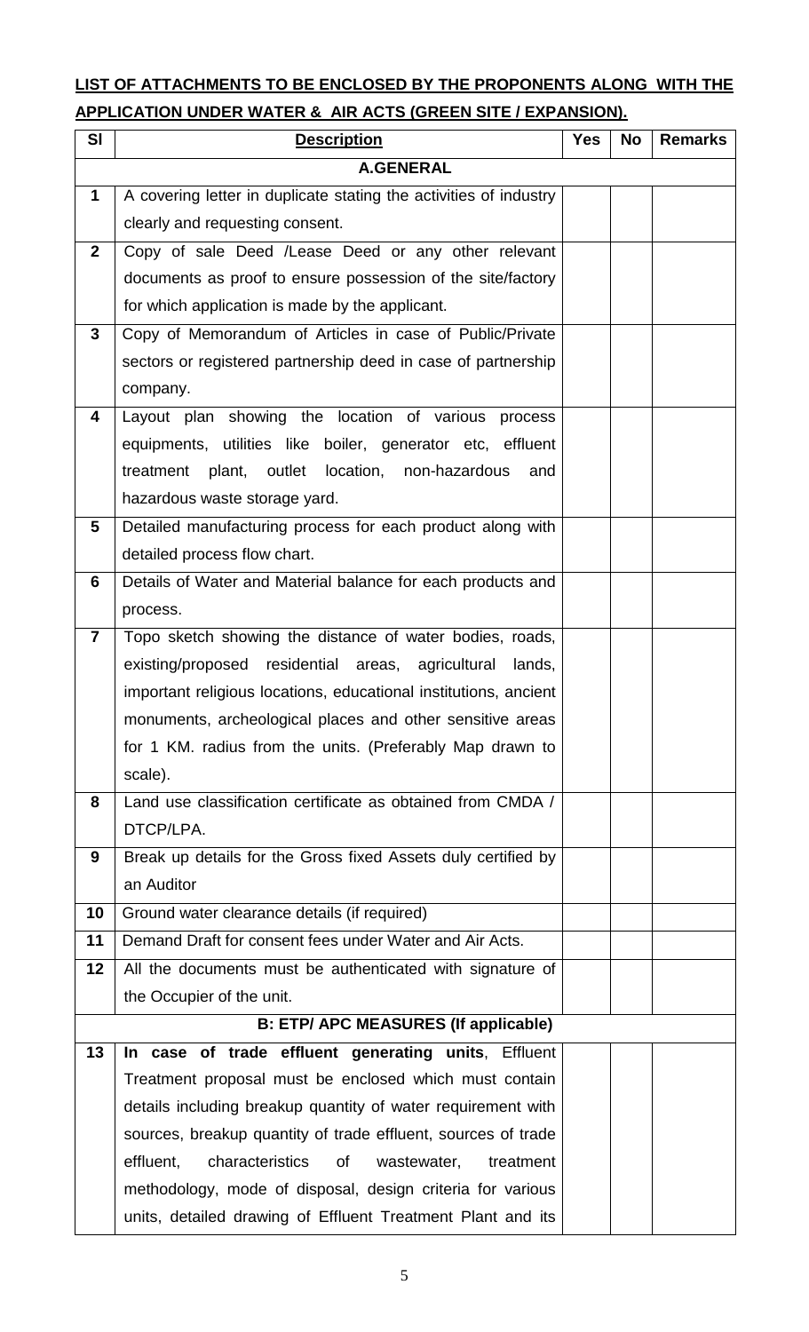**LIST OF ATTACHMENTS TO BE ENCLOSED BY THE PROPONENTS ALONG WITH THE APPLICATION UNDER WATER & AIR ACTS (GREEN SITE / EXPANSION).**

| Sl | Description | Yes | No | Remarks |
|---|---|---|---|---|
| | **A.GENERAL** | | | |
| **1** | A covering letter in duplicate stating the activities of industry clearly and requesting consent. | | | |
| **2** | Copy of sale Deed /Lease Deed or any other relevant documents as proof to ensure possession of the site/factory for which application is made by the applicant. | | | |
| **3** | Copy of Memorandum of Articles in case of Public/Private sectors or registered partnership deed in case of partnership company. | | | |
| **4** | Layout plan showing the location of various process equipments, utilities like boiler, generator etc, effluent treatment plant, outlet location, non-hazardous and hazardous waste storage yard. | | | |
| **5** | Detailed manufacturing process for each product along with detailed process flow chart. | | | |
| **6** | Details of Water and Material balance for each products and process. | | | |
| **7** | Topo sketch showing the distance of water bodies, roads, existing/proposed residential areas, agricultural lands, important religious locations, educational institutions, ancient monuments, archeological places and other sensitive areas for 1 KM. radius from the units. (Preferably Map drawn to scale). | | | |
| **8** | Land use classification certificate as obtained from CMDA / DTCP/LPA. | | | |
| **9** | Break up details for the Gross fixed Assets duly certified by an Auditor | | | |
| **10** | Ground water clearance details (if required) | | | |
| **11** | Demand Draft for consent fees under Water and Air Acts. | | | |
| **12** | All the documents must be authenticated with signature of the Occupier of the unit. | | | |
| | **B: ETP/ APC MEASURES (If applicable)** | | | |
| **13** | **In case of trade effluent generating units**, Effluent Treatment proposal must be enclosed which must contain details including breakup quantity of water requirement with sources, breakup quantity of trade effluent, sources of trade effluent, characteristics of wastewater, treatment methodology, mode of disposal, design criteria for various units, detailed drawing of Effluent Treatment Plant and its | | | |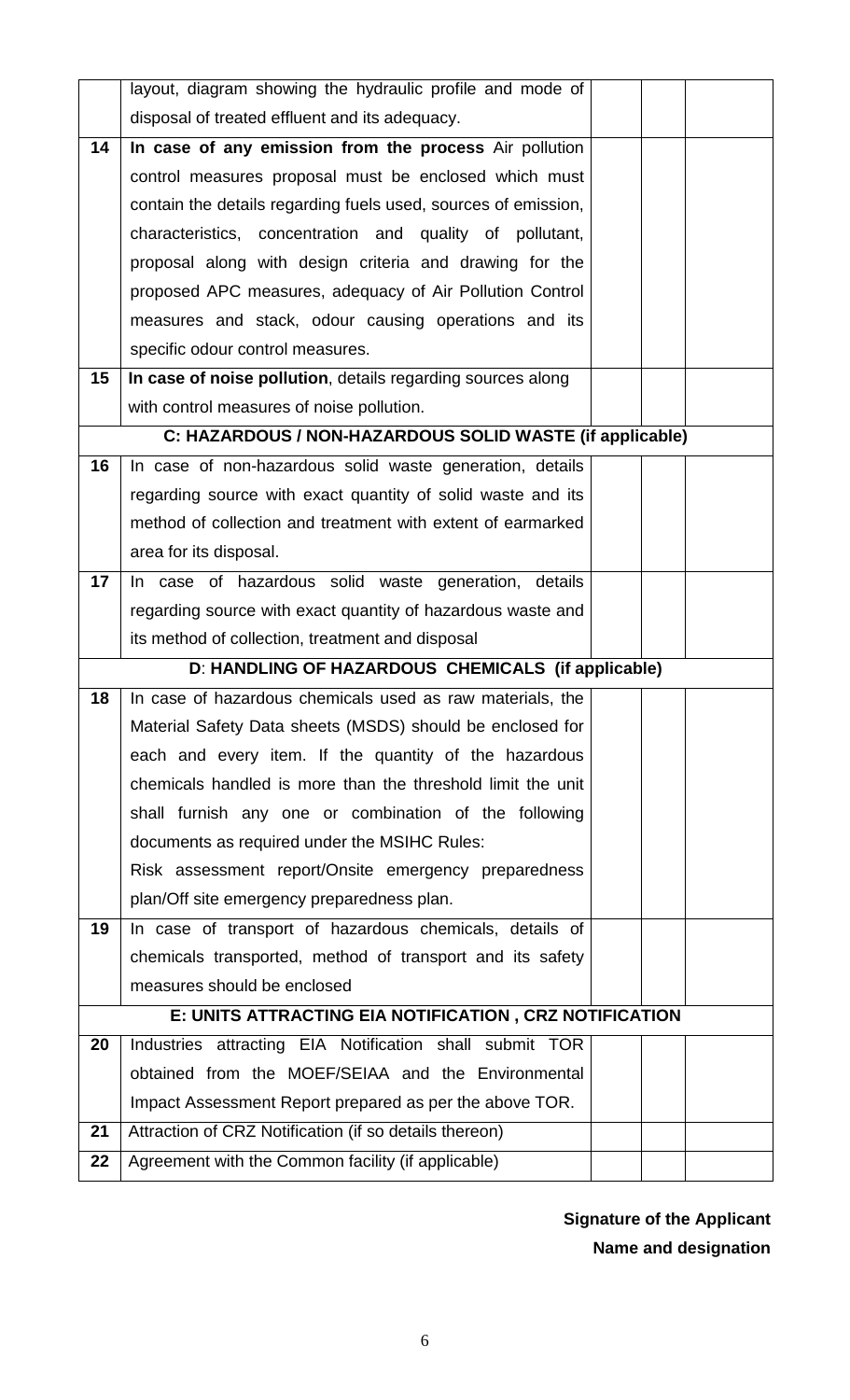| | | | | |
|---|---|---|---|---|
| | layout, diagram showing the hydraulic profile and mode of disposal of treated effluent and its adequacy. | | | |
| 14 | **In case of any emission from the process** Air pollution control measures proposal must be enclosed which must contain the details regarding fuels used, sources of emission, characteristics, concentration and quality of pollutant, proposal along with design criteria and drawing for the proposed APC measures, adequacy of Air Pollution Control measures and stack, odour causing operations and its specific odour control measures. | | | |
| 15 | **In case of noise pollution**, details regarding sources along with control measures of noise pollution. | | | |
| | **C: HAZARDOUS / NON-HAZARDOUS SOLID WASTE (if applicable)** | | | |
| 16 | In case of non-hazardous solid waste generation, details regarding source with exact quantity of solid waste and its method of collection and treatment with extent of earmarked area for its disposal. | | | |
| 17 | In case of hazardous solid waste generation, details regarding source with exact quantity of hazardous waste and its method of collection, treatment and disposal | | | |
| | **D: HANDLING OF HAZARDOUS CHEMICALS (if applicable)** | | | |
| 18 | In case of hazardous chemicals used as raw materials, the Material Safety Data sheets (MSDS) should be enclosed for each and every item. If the quantity of the hazardous chemicals handled is more than the threshold limit the unit shall furnish any one or combination of the following documents as required under the MSIHC Rules: Risk assessment report/Onsite emergency preparedness plan/Off site emergency preparedness plan. | | | |
| 19 | In case of transport of hazardous chemicals, details of chemicals transported, method of transport and its safety measures should be enclosed | | | |
| | **E: UNITS ATTRACTING EIA NOTIFICATION , CRZ NOTIFICATION** | | | |
| 20 | Industries attracting EIA Notification shall submit TOR obtained from the MOEF/SEIAA and the Environmental Impact Assessment Report prepared as per the above TOR. | | | |
| 21 | Attraction of CRZ Notification (if so details thereon) | | | |
| 22 | Agreement with the Common facility (if applicable) | | | |

**Signature of the Applicant**

**Name and designation**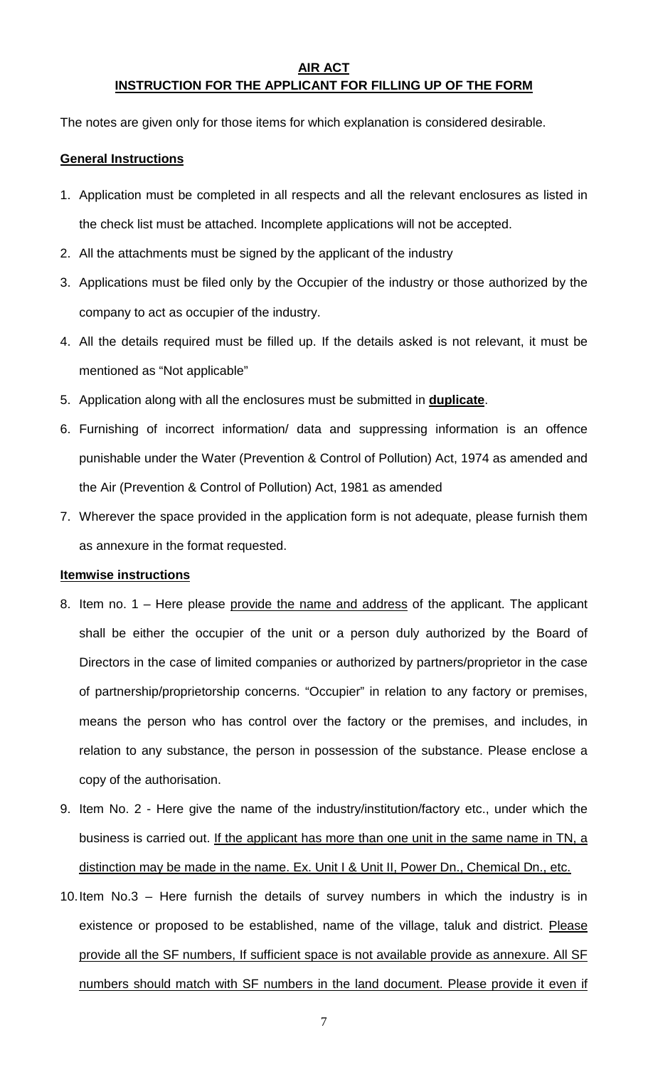**AIR ACT**

**INSTRUCTION FOR THE APPLICANT FOR FILLING UP OF THE FORM**

The notes are given only for those items for which explanation is considered desirable.

**General Instructions**

1. Application must be completed in all respects and all the relevant enclosures as listed in the check list must be attached. Incomplete applications will not be accepted.
2. All the attachments must be signed by the applicant of the industry
3. Applications must be filed only by the Occupier of the industry or those authorized by the company to act as occupier of the industry.
4. All the details required must be filled up. If the details asked is not relevant, it must be mentioned as "Not applicable"
5. Application along with all the enclosures must be submitted in **duplicate**.
6. Furnishing of incorrect information/ data and suppressing information is an offence punishable under the Water (Prevention & Control of Pollution) Act, 1974 as amended and the Air (Prevention & Control of Pollution) Act, 1981 as amended
7. Wherever the space provided in the application form is not adequate, please furnish them as annexure in the format requested.

**Itemwise instructions**

8. Item no. 1 – Here please provide the name and address of the applicant. The applicant shall be either the occupier of the unit or a person duly authorized by the Board of Directors in the case of limited companies or authorized by partners/proprietor in the case of partnership/proprietorship concerns. "Occupier" in relation to any factory or premises, means the person who has control over the factory or the premises, and includes, in relation to any substance, the person in possession of the substance. Please enclose a copy of the authorisation.
9. Item No. 2 - Here give the name of the industry/institution/factory etc., under which the business is carried out. If the applicant has more than one unit in the same name in TN, a distinction may be made in the name. Ex. Unit I & Unit II, Power Dn., Chemical Dn., etc.
10. Item No.3 – Here furnish the details of survey numbers in which the industry is in existence or proposed to be established, name of the village, taluk and district. Please provide all the SF numbers, If sufficient space is not available provide as annexure. All SF numbers should match with SF numbers in the land document. Please provide it even if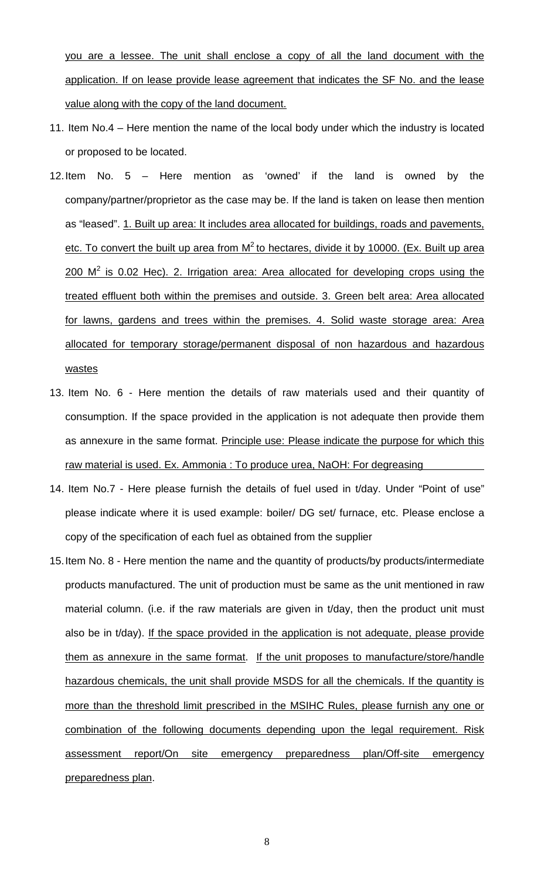you are a lessee. The unit shall enclose a copy of all the land document with the application. If on lease provide lease agreement that indicates the SF No. and the lease value along with the copy of the land document.

11. Item No.4 – Here mention the name of the local body under which the industry is located or proposed to be located.
12. Item No. 5 – Here mention as 'owned' if the land is owned by the company/partner/proprietor as the case may be. If the land is taken on lease then mention as "leased". 1. Built up area: It includes area allocated for buildings, roads and pavements, etc. To convert the built up area from $M^2$ to hectares, divide it by 10000. (Ex. Built up area 200 $M^2$ is 0.02 Hec). 2. Irrigation area: Area allocated for developing crops using the treated effluent both within the premises and outside. 3. Green belt area: Area allocated for lawns, gardens and trees within the premises. 4. Solid waste storage area: Area allocated for temporary storage/permanent disposal of non hazardous and hazardous wastes
13. Item No. 6 - Here mention the details of raw materials used and their quantity of consumption. If the space provided in the application is not adequate then provide them as annexure in the same format. Principle use: Please indicate the purpose for which this raw material is used. Ex. Ammonia : To produce urea, NaOH: For degreasing
14. Item No.7 - Here please furnish the details of fuel used in t/day. Under "Point of use" please indicate where it is used example: boiler/ DG set/ furnace, etc. Please enclose a copy of the specification of each fuel as obtained from the supplier
15. Item No. 8 - Here mention the name and the quantity of products/by products/intermediate products manufactured. The unit of production must be same as the unit mentioned in raw material column. (i.e. if the raw materials are given in t/day, then the product unit must also be in t/day). If the space provided in the application is not adequate, please provide them as annexure in the same format. If the unit proposes to manufacture/store/handle hazardous chemicals, the unit shall provide MSDS for all the chemicals. If the quantity is more than the threshold limit prescribed in the MSIHC Rules, please furnish any one or combination of the following documents depending upon the legal requirement. Risk assessment report/On site emergency preparedness plan/Off-site emergency preparedness plan.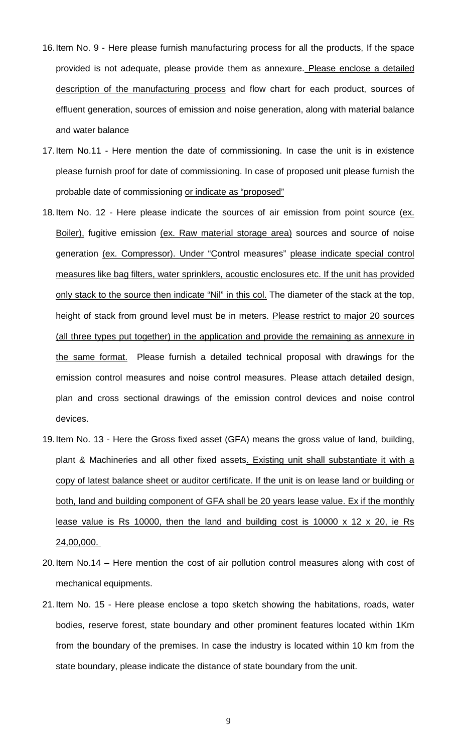16. Item No. 9 - Here please furnish manufacturing process for all the products. If the space provided is not adequate, please provide them as annexure. Please enclose a detailed description of the manufacturing process and flow chart for each product, sources of effluent generation, sources of emission and noise generation, along with material balance and water balance

17. Item No.11 - Here mention the date of commissioning. In case the unit is in existence please furnish proof for date of commissioning. In case of proposed unit please furnish the probable date of commissioning or indicate as "proposed"

18. Item No. 12 - Here please indicate the sources of air emission from point source (ex. Boiler), fugitive emission (ex. Raw material storage area) sources and source of noise generation (ex. Compressor). Under "Control measures" please indicate special control measures like bag filters, water sprinklers, acoustic enclosures etc. If the unit has provided only stack to the source then indicate "Nil" in this col. The diameter of the stack at the top, height of stack from ground level must be in meters. Please restrict to major 20 sources (all three types put together) in the application and provide the remaining as annexure in the same format. Please furnish a detailed technical proposal with drawings for the emission control measures and noise control measures. Please attach detailed design, plan and cross sectional drawings of the emission control devices and noise control devices.

19. Item No. 13 - Here the Gross fixed asset (GFA) means the gross value of land, building, plant & Machineries and all other fixed assets. Existing unit shall substantiate it with a copy of latest balance sheet or auditor certificate. If the unit is on lease land or building or both, land and building component of GFA shall be 20 years lease value. Ex if the monthly lease value is Rs 10000, then the land and building cost is 10000 x 12 x 20, ie Rs 24,00,000.

20. Item No.14 – Here mention the cost of air pollution control measures along with cost of mechanical equipments.

21. Item No. 15 - Here please enclose a topo sketch showing the habitations, roads, water bodies, reserve forest, state boundary and other prominent features located within 1Km from the boundary of the premises. In case the industry is located within 10 km from the state boundary, please indicate the distance of state boundary from the unit.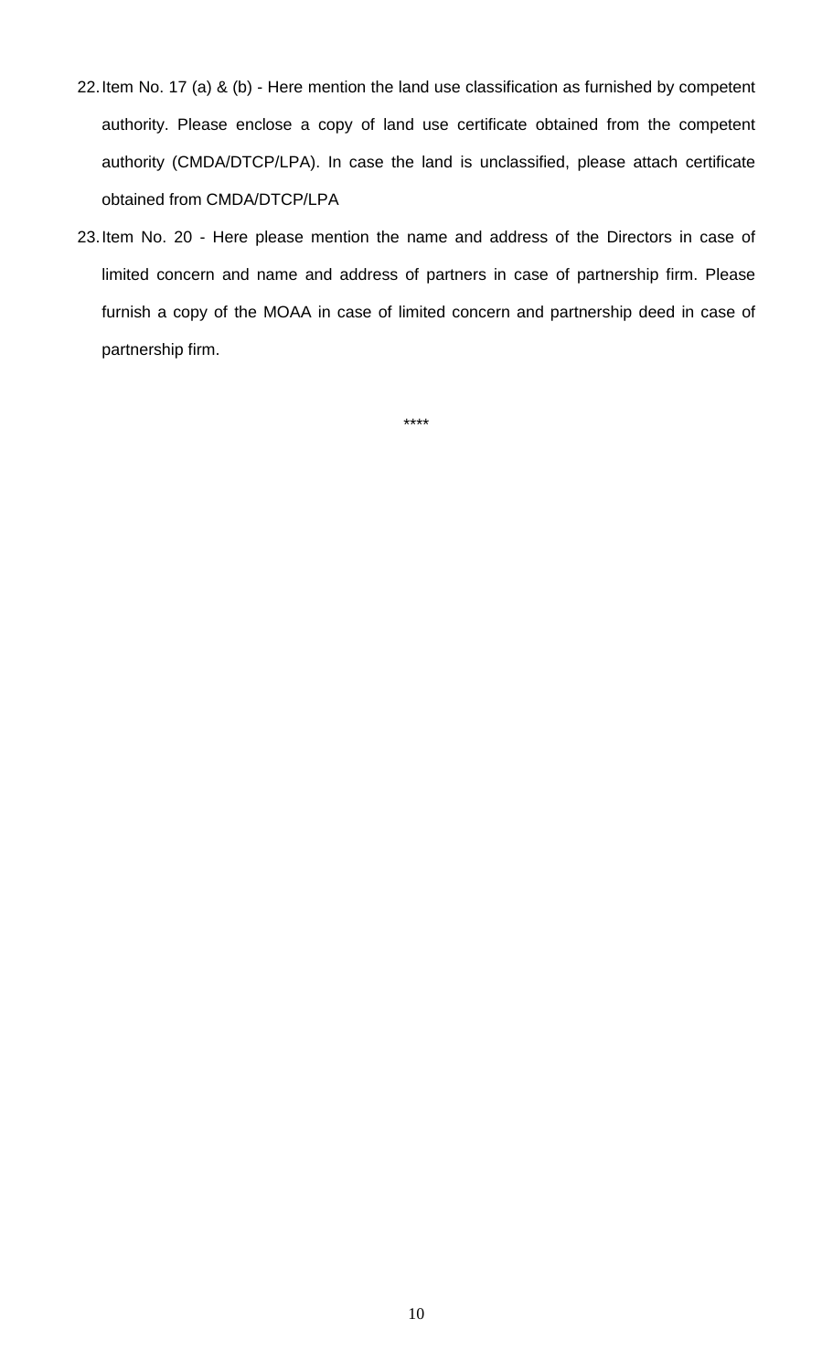22. Item No. 17 (a) & (b) - Here mention the land use classification as furnished by competent authority. Please enclose a copy of land use certificate obtained from the competent authority (CMDA/DTCP/LPA). In case the land is unclassified, please attach certificate obtained from CMDA/DTCP/LPA

23. Item No. 20 - Here please mention the name and address of the Directors in case of limited concern and name and address of partners in case of partnership firm. Please furnish a copy of the MOAA in case of limited concern and partnership deed in case of partnership firm.

****